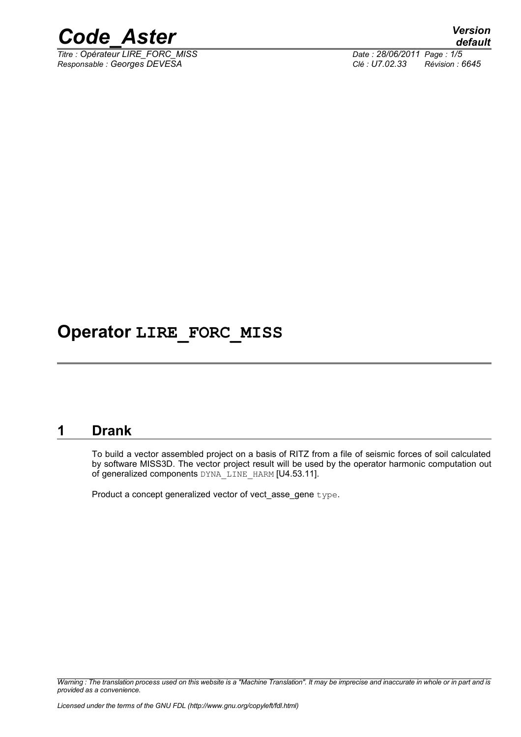# Operator LIRE_FORC_MISS

## 1 Drank

To build a vector assembled project on a basis of RITZ from a file of seismic forces of soil calculated by software MISS3D. The vector project result will be used by the operator harmonic computation out of generalized components DYNA_LINE_HARM [U4.53.11].

Product a concept generalized vector of vect_asse_gene type.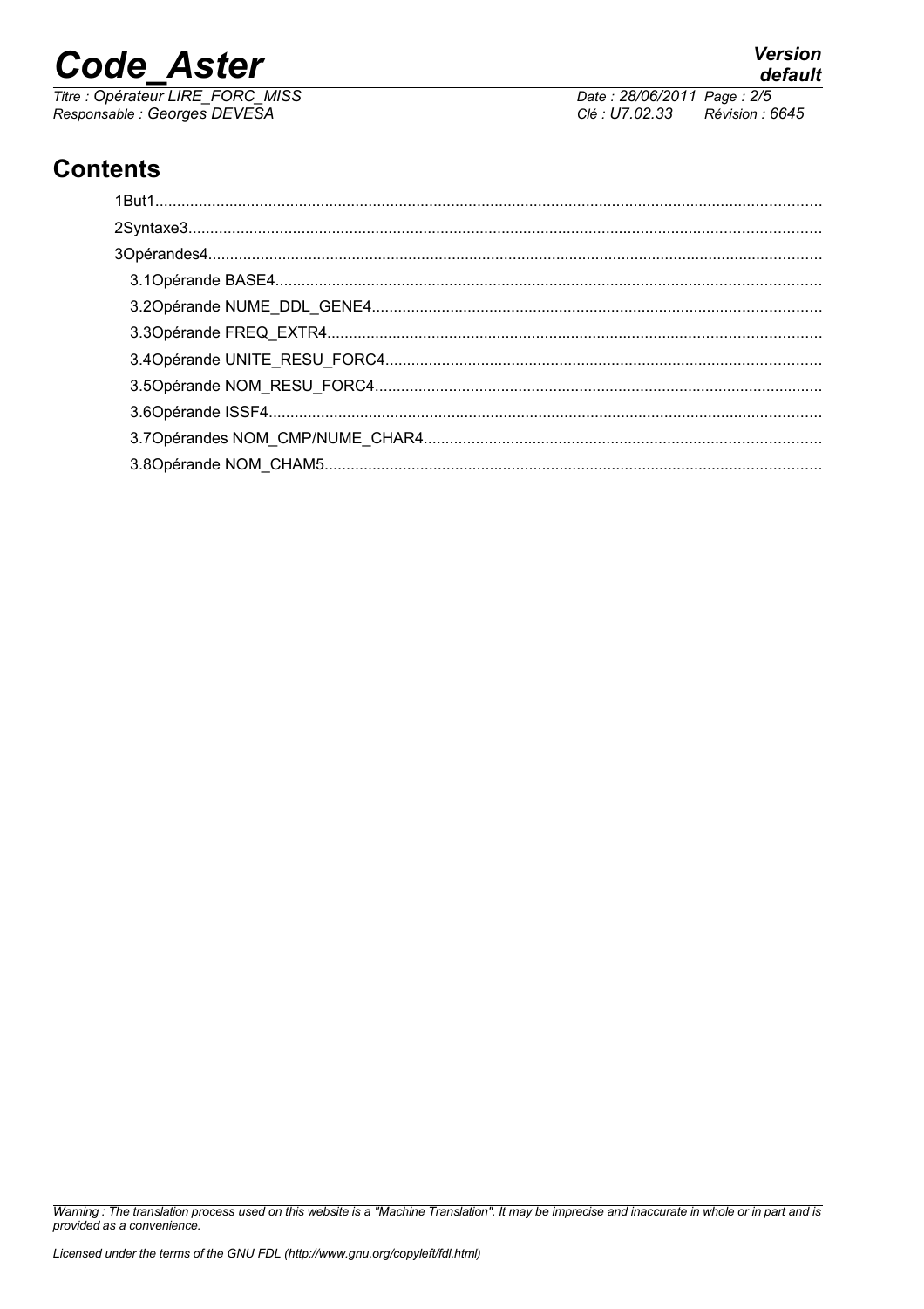## Contents

1But1
2Syntaxe3
3Opérandes4
 3.1Opérande BASE4
 3.2Opérande NUME_DDL_GENE4
 3.3Opérande FREQ_EXTR4
 3.4Opérande UNITE_RESU_FORC4
 3.5Opérande NOM_RESU_FORC4
 3.6Opérande ISSF4
 3.7Opérandes NOM_CMP/NUME_CHAR4
 3.8Opérande NOM_CHAM5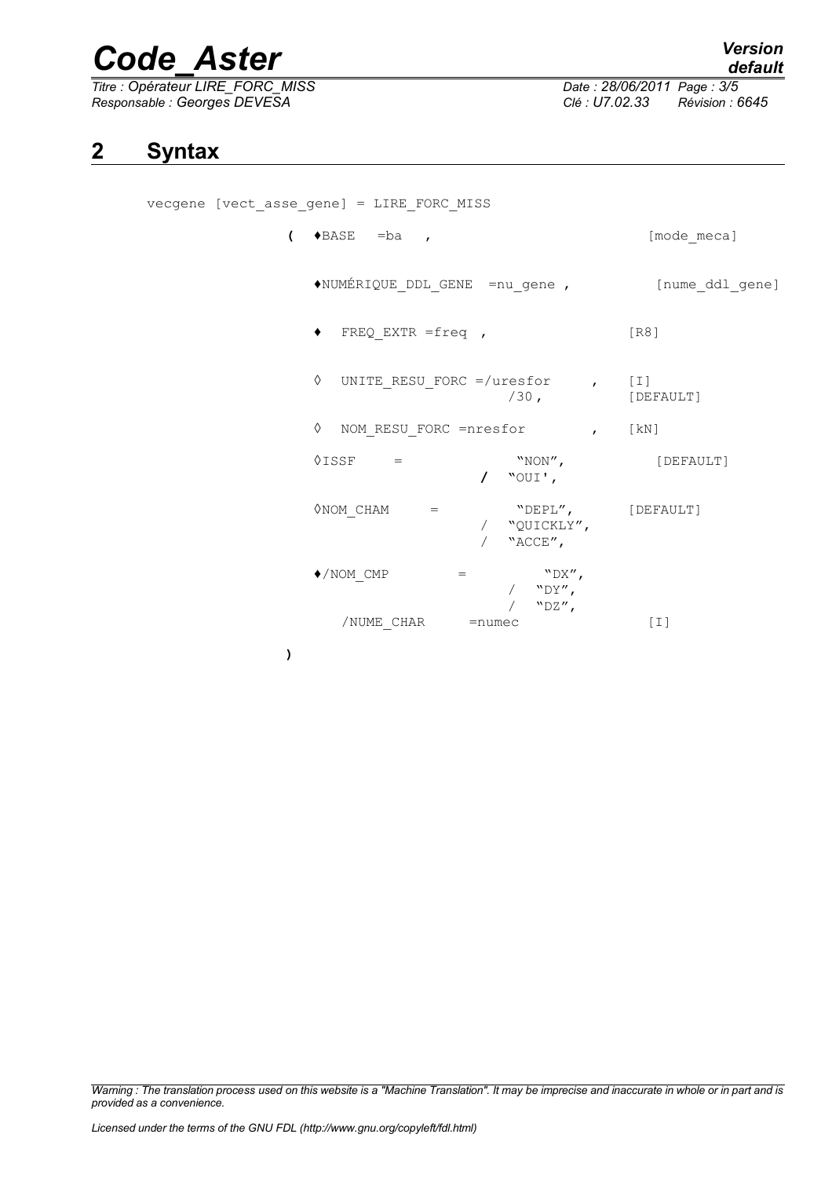# 2 Syntax

```
vecgene [vect_asse_gene] = LIRE_FORC_MISS

               (  ♦BASE   =ba   ,                               [mode_meca]

                  ♦NUMÉRIQUE_DDL_GENE  =nu_gene ,               [nume_ddl_gene]

                  ♦  FREQ_EXTR =freq  ,                         [R8]

                  ◊  UNITE_RESU_FORC =/uresfor      ,           [I]
                                      /30 ,                     [DEFAULT]

                  ◊  NOM_RESU_FORC =nresfor         ,           [kN]

                  ◊ISSF     =               "NON",              [DEFAULT]
                                        /  "OUI',

                  ◊NOM_CHAM      =          "DEPL",             [DEFAULT]
                                        /  "QUICKLY",
                                        /  "ACCE",

                  ♦/NOM_CMP          =          "DX",
                                           /  "DY",
                                           /  "DZ",
                     /NUME_CHAR      =numec                     [I]

               )
```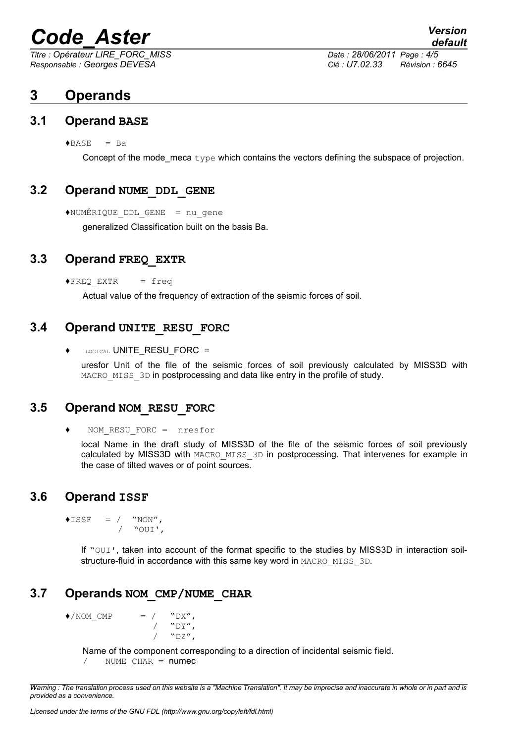# 3 Operands

## 3.1 Operand BASE

♦BASE = Ba

Concept of the mode_meca type which contains the vectors defining the subspace of projection.

## 3.2 Operand NUME_DDL_GENE

♦NUMÉRIQUE_DDL_GENE = nu_gene

generalized Classification built on the basis Ba.

## 3.3 Operand FREQ_EXTR

♦FREQ_EXTR = freq

Actual value of the frequency of extraction of the seismic forces of soil.

## 3.4 Operand UNITE_RESU_FORC

♦ LOGICAL UNITE_RESU_FORC =

uresfor Unit of the file of the seismic forces of soil previously calculated by MISS3D with MACRO_MISS_3D in postprocessing and data like entry in the profile of study.

## 3.5 Operand NOM_RESU_FORC

♦ NOM_RESU_FORC = nresfor

local Name in the draft study of MISS3D of the file of the seismic forces of soil previously calculated by MISS3D with MACRO_MISS_3D in postprocessing. That intervenes for example in the case of tilted waves or of point sources.

## 3.6 Operand ISSF

```
♦ISSF  = /  "NON",
         /  "OUI',
```

If "OUI', taken into account of the format specific to the studies by MISS3D in interaction soil-structure-fluid in accordance with this same key word in MACRO_MISS_3D.

## 3.7 Operands NOM_CMP/NUME_CHAR

```
♦/NOM_CMP      = /   "DX",
                 /   "DY",
                 /   "DZ",
```

Name of the component corresponding to a direction of incidental seismic field.

/ NUME_CHAR = numec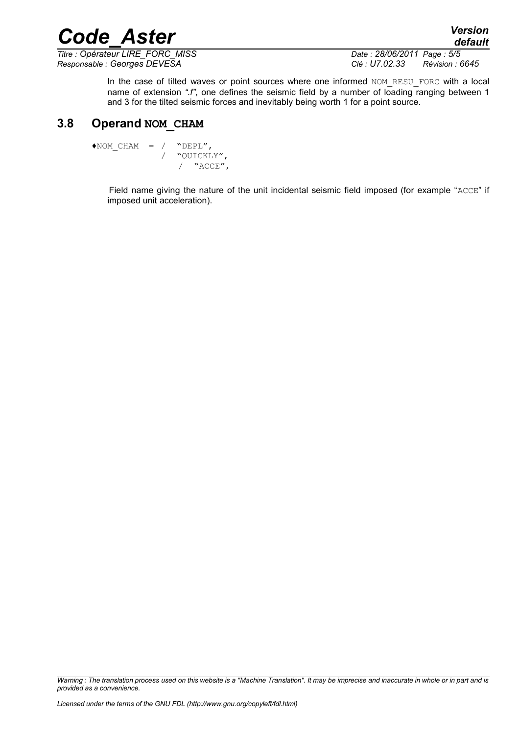In the case of tilted waves or point sources where one informed NOM_RESU_FORC with a local name of extension *".f"*, one defines the seismic field by a number of loading ranging between 1 and 3 for the tilted seismic forces and inevitably being worth 1 for a point source.

## 3.8 Operand NOM_CHAM

```
♦NOM_CHAM  = /  "DEPL",
             /  "QUICKLY",
                /  "ACCE",
```

Field name giving the nature of the unit incidental seismic field imposed (for example "ACCE" if imposed unit acceleration).